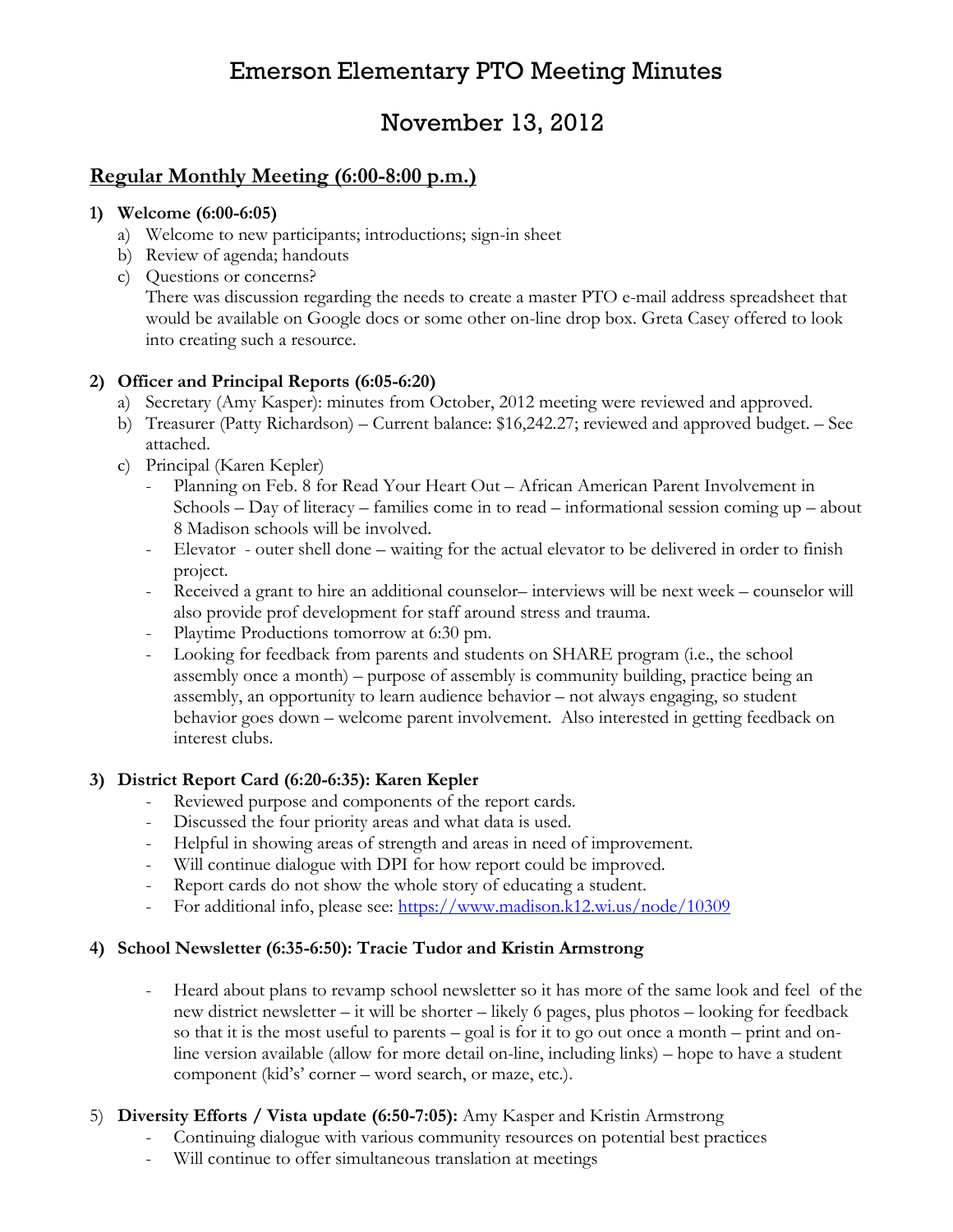# Emerson Elementary PTO Meeting Minutes

# November 13, 2012

## Regular Monthly Meeting (6:00-8:00 p.m.)

1) **Welcome (6:00-6:05)**
   a) Welcome to new participants; introductions; sign-in sheet
   b) Review of agenda; handouts
   c) Questions or concerns?
      There was discussion regarding the needs to create a master PTO e-mail address spreadsheet that would be available on Google docs or some other on-line drop box. Greta Casey offered to look into creating such a resource.

2) **Officer and Principal Reports (6:05-6:20)**
   a) Secretary (Amy Kasper): minutes from October, 2012 meeting were reviewed and approved.
   b) Treasurer (Patty Richardson) – Current balance: $16,242.27; reviewed and approved budget. – See attached.
   c) Principal (Karen Kepler)
      - Planning on Feb. 8 for Read Your Heart Out – African American Parent Involvement in Schools – Day of literacy – families come in to read – informational session coming up – about 8 Madison schools will be involved.
      - Elevator - outer shell done – waiting for the actual elevator to be delivered in order to finish project.
      - Received a grant to hire an additional counselor– interviews will be next week – counselor will also provide prof development for staff around stress and trauma.
      - Playtime Productions tomorrow at 6:30 pm.
      - Looking for feedback from parents and students on SHARE program (i.e., the school assembly once a month) – purpose of assembly is community building, practice being an assembly, an opportunity to learn audience behavior – not always engaging, so student behavior goes down – welcome parent involvement. Also interested in getting feedback on interest clubs.

3) **District Report Card (6:20-6:35): Karen Kepler**
   - Reviewed purpose and components of the report cards.
   - Discussed the four priority areas and what data is used.
   - Helpful in showing areas of strength and areas in need of improvement.
   - Will continue dialogue with DPI for how report could be improved.
   - Report cards do not show the whole story of educating a student.
   - For additional info, please see: https://www.madison.k12.wi.us/node/10309

4) **School Newsletter (6:35-6:50): Tracie Tudor and Kristin Armstrong**

   - Heard about plans to revamp school newsletter so it has more of the same look and feel of the new district newsletter – it will be shorter – likely 6 pages, plus photos – looking for feedback so that it is the most useful to parents – goal is for it to go out once a month – print and on-line version available (allow for more detail on-line, including links) – hope to have a student component (kid's' corner – word search, or maze, etc.).

5) **Diversity Efforts / Vista update (6:50-7:05):** Amy Kasper and Kristin Armstrong
   - Continuing dialogue with various community resources on potential best practices
   - Will continue to offer simultaneous translation at meetings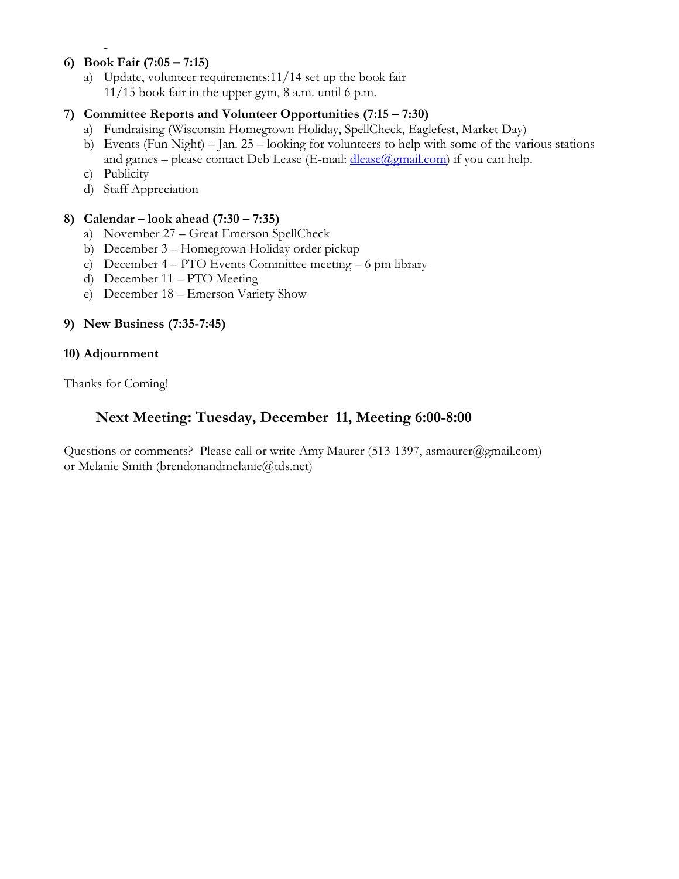-

**6) Book Fair (7:05 – 7:15)**

a) Update, volunteer requirements:11/14 set up the book fair
   11/15 book fair in the upper gym, 8 a.m. until 6 p.m.

**7) Committee Reports and Volunteer Opportunities (7:15 – 7:30)**

a) Fundraising (Wisconsin Homegrown Holiday, SpellCheck, Eaglefest, Market Day)
b) Events (Fun Night) – Jan. 25 – looking for volunteers to help with some of the various stations and games – please contact Deb Lease (E-mail: dlease@gmail.com) if you can help.
c) Publicity
d) Staff Appreciation

**8) Calendar – look ahead (7:30 – 7:35)**

a) November 27 – Great Emerson SpellCheck
b) December 3 – Homegrown Holiday order pickup
c) December 4 – PTO Events Committee meeting – 6 pm library
d) December 11 – PTO Meeting
e) December 18 – Emerson Variety Show

**9) New Business (7:35-7:45)**

**10) Adjournment**

Thanks for Coming!

## Next Meeting: Tuesday, December 11, Meeting 6:00-8:00

Questions or comments? Please call or write Amy Maurer (513-1397, asmaurer@gmail.com) or Melanie Smith (brendonandmelanie@tds.net)